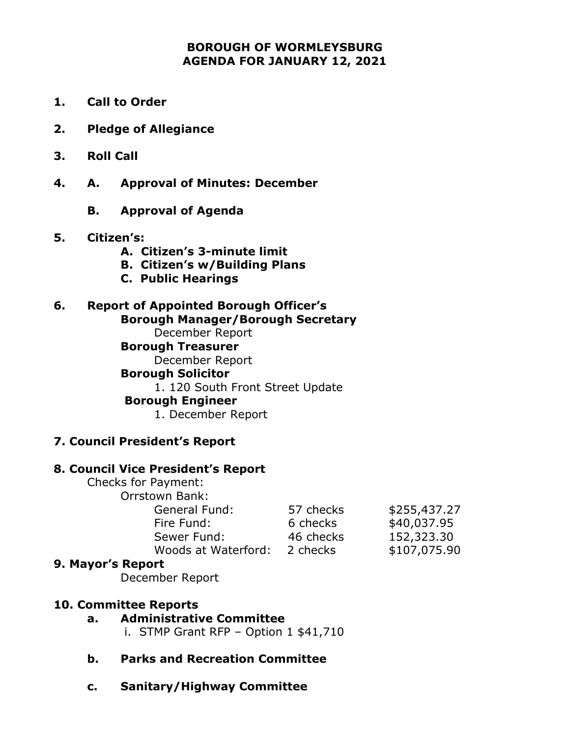# BOROUGH OF WORMLEYSBURG
## AGENDA FOR JANUARY 12, 2021

**1. Call to Order**

**2. Pledge of Allegiance**

**3. Roll Call**

**4. A. Approval of Minutes: December**

**B. Approval of Agenda**

**5. Citizen's:**

- **A. Citizen's 3-minute limit**
- **B. Citizen's w/Building Plans**
- **C. Public Hearings**

**6. Report of Appointed Borough Officer's**

**Borough Manager/Borough Secretary**

December Report

**Borough Treasurer**

December Report

**Borough Solicitor**

1. 120 South Front Street Update

**Borough Engineer**

1. December Report

**7. Council President's Report**

**8. Council Vice President's Report**

Checks for Payment:

Orrstown Bank:

| | | |
|---|---|---|
| General Fund: | 57 checks | $255,437.27 |
| Fire Fund: | 6 checks | $40,037.95 |
| Sewer Fund: | 46 checks | 152,323.30 |
| Woods at Waterford: | 2 checks | $107,075.90 |

**9. Mayor's Report**

December Report

**10. Committee Reports**

**a. Administrative Committee**

i. STMP Grant RFP – Option 1 $41,710

**b. Parks and Recreation Committee**

**c. Sanitary/Highway Committee**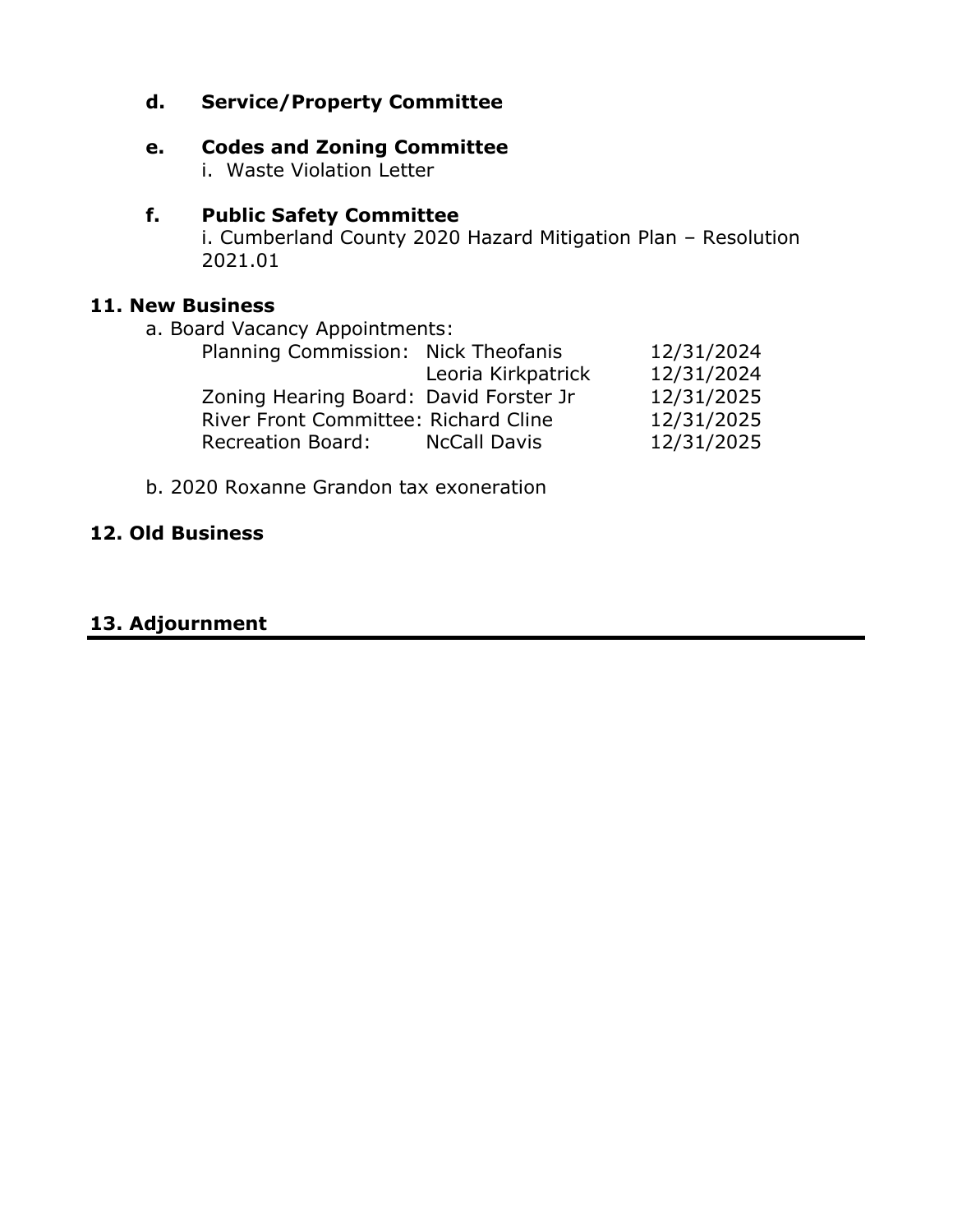**d. Service/Property Committee**

**e. Codes and Zoning Committee**

i. Waste Violation Letter

**f. Public Safety Committee**

i. Cumberland County 2020 Hazard Mitigation Plan – Resolution 2021.01

**11. New Business**

a. Board Vacancy Appointments:

| | | |
|---|---|---|
| Planning Commission: | Nick Theofanis | 12/31/2024 |
| | Leoria Kirkpatrick | 12/31/2024 |
| Zoning Hearing Board: | David Forster Jr | 12/31/2025 |
| River Front Committee: | Richard Cline | 12/31/2025 |
| Recreation Board: | NcCall Davis | 12/31/2025 |

b. 2020 Roxanne Grandon tax exoneration

**12. Old Business**

**13. Adjournment**